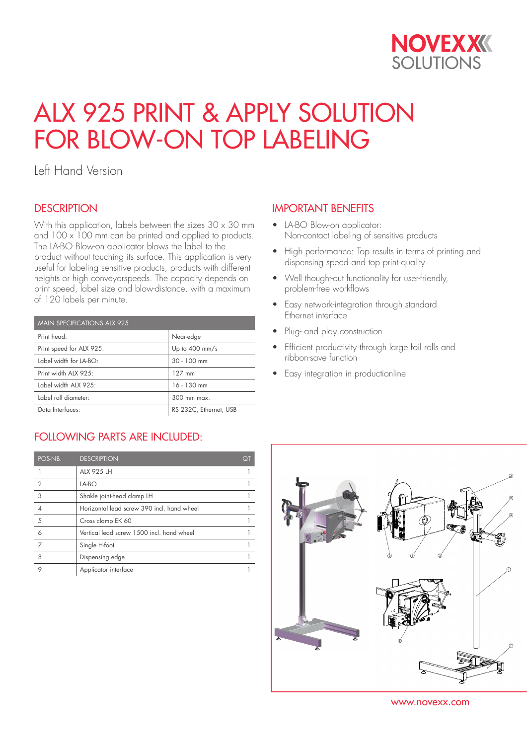# ALX 925 PRINT & APPLY SOLUTION FOR BLOW-ON TOP LABELING

Left Hand Version

## DESCRIPTION

With this application, labels between the sizes 30 x 30 mm and 100 x 100 mm can be printed and applied to products. The LA-BO Blow-on applicator blows the label to the product without touching its surface. This application is very useful for labeling sensitive products, products with different heights or high conveyorspeeds. The capacity depends on print speed, label size and blow-distance, with a maximum of 120 labels per minute.

| MAIN SPECIFICATIONS ALX 925 | |
|---|---|
| Print head: | Near-edge |
| Print speed for ALX 925: | Up to 400 mm/s |
| Label width for LA-BO: | 30 - 100 mm |
| Print width ALX 925: | 127 mm |
| Label width ALX 925: | 16 - 130 mm |
| Label roll diameter: | 300 mm max. |
| Data Interfaces: | RS 232C, Ethernet, USB |

## IMPORTANT BENEFITS

- LA-BO Blow-on applicator: Non-contact labeling of sensitive products
- High performance: Top results in terms of printing and dispensing speed and top print quality
- Well thought-out functionality for user-friendly, problem-free workflows
- Easy network-integration through standard Ethernet interface
- Plug- and play construction
- Efficient productivity through large foil rolls and ribbon-save function
- Easy integration in productionline

## FOLLOWING PARTS ARE INCLUDED:

| POS-NB. | DESCRIPTION | QT |
|---|---|---|
| 1 | ALX 925 LH | 1 |
| 2 | LA-BO | 1 |
| 3 | Shakle joint-head clamp LH | 1 |
| 4 | Horizontal lead screw 390 incl. hand wheel | 1 |
| 5 | Cross clamp EK 60 | 1 |
| 6 | Vertical lead screw 1500 incl. hand wheel | 1 |
| 7 | Single H-foot | 1 |
| 8 | Dispensing edge | 1 |
| 9 | Applicator interface | 1 |

www.novexx.com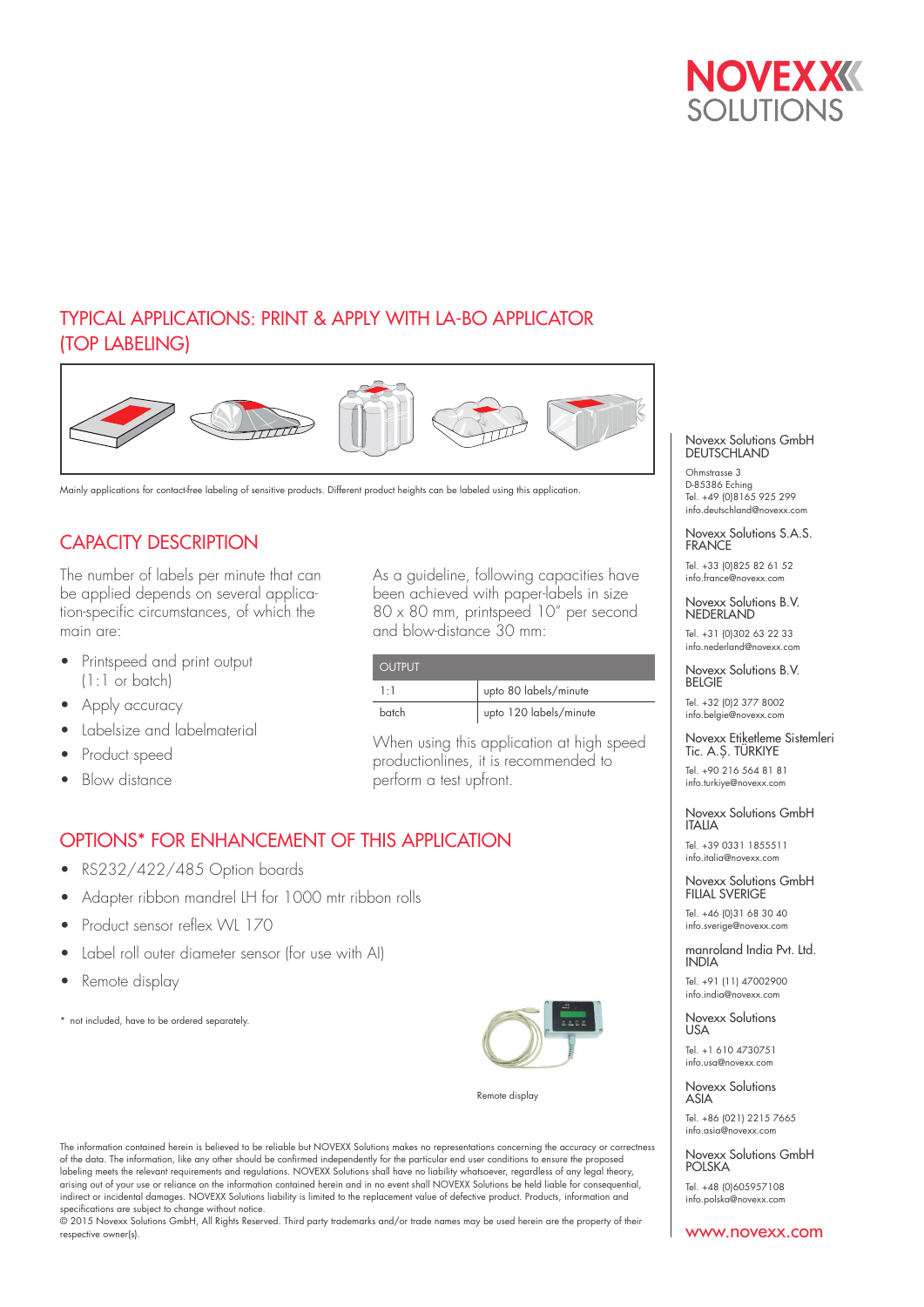## TYPICAL APPLICATIONS: PRINT & APPLY WITH LA-BO APPLICATOR (TOP LABELING)

Mainly applications for contact-free labeling of sensitive products. Different product heights can be labeled using this application.

## CAPACITY DESCRIPTION

The number of labels per minute that can be applied depends on several application-specific circumstances, of which the main are:

- Printspeed and print output (1:1 or batch)
- Apply accuracy
- Labelsize and labelmaterial
- Product speed
- Blow distance

As a guideline, following capacities have been achieved with paper-labels in size 80 x 80 mm, printspeed 10" per second and blow-distance 30 mm:

| OUTPUT | |
|---|---|
| 1:1 | upto 80 labels/minute |
| batch | upto 120 labels/minute |

When using this application at high speed productionlines, it is recommended to perform a test upfront.

## OPTIONS* FOR ENHANCEMENT OF THIS APPLICATION

- RS232/422/485 Option boards
- Adapter ribbon mandrel LH for 1000 mtr ribbon rolls
- Product sensor reflex WL 170
- Label roll outer diameter sensor (for use with AI)
- Remote display

\* not included, have to be ordered separately.

Remote display

The information contained herein is believed to be reliable but NOVEXX Solutions makes no representations concerning the accuracy or correctness of the data. The information, like any other should be confirmed independently for the particular end user conditions to ensure the proposed labeling meets the relevant requirements and regulations. NOVEXX Solutions shall have no liability whatsoever, regardless of any legal theory, arising out of your use or reliance on the information contained herein and in no event shall NOVEXX Solutions be held liable for consequential, indirect or incidental damages. NOVEXX Solutions liability is limited to the replacement value of defective product. Products, information and specifications are subject to change without notice.
© 2015 Novexx Solutions GmbH, All Rights Reserved. Third party trademarks and/or trade names may be used herein are the property of their respective owner(s).

---

Novexx Solutions GmbH
DEUTSCHLAND
Ohmstrasse 3
D-85386 Eching
Tel. +49 (0)8165 925 299
info.deutschland@novexx.com

Novexx Solutions S.A.S.
FRANCE
Tel. +33 (0)825 82 61 52
info.france@novexx.com

Novexx Solutions B.V.
NEDERLAND
Tel. +31 (0)302 63 22 33
info.nederland@novexx.com

Novexx Solutions B.V.
BELGIE
Tel. +32 (0)2 377 8002
info.belgie@novexx.com

Novexx Etiketleme Sistemleri Tic. A.Ş. TÜRKIYE
Tel. +90 216 564 81 81
info.turkiye@novexx.com

Novexx Solutions GmbH
ITALIA
Tel. +39 0331 1855511
info.italia@novexx.com

Novexx Solutions GmbH
FILIAL SVERIGE
Tel. +46 (0)31 68 30 40
info.sverige@novexx.com

manroland India Pvt. Ltd.
INDIA
Tel. +91 (11) 47002900
info.india@novexx.com

Novexx Solutions
USA
Tel. +1 610 4730751
info.usa@novexx.com

Novexx Solutions
ASIA
Tel. +86 (021) 2215 7665
info.asia@novexx.com

Novexx Solutions GmbH
POLSKA
Tel. +48 (0)605957108
info.polska@novexx.com

www.novexx.com